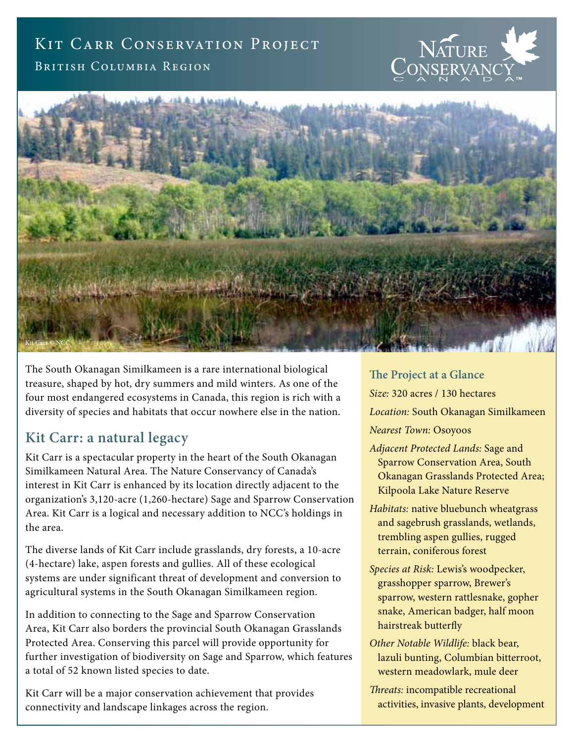# Kit Carr Conservation Project

## British Columbia Region

Kit Carr © NCC

The South Okanagan Similkameen is a rare international biological treasure, shaped by hot, dry summers and mild winters. As one of the four most endangered ecosystems in Canada, this region is rich with a diversity of species and habitats that occur nowhere else in the nation.

## Kit Carr: a natural legacy

Kit Carr is a spectacular property in the heart of the South Okanagan Similkameen Natural Area. The Nature Conservancy of Canada's interest in Kit Carr is enhanced by its location directly adjacent to the organization's 3,120-acre (1,260-hectare) Sage and Sparrow Conservation Area. Kit Carr is a logical and necessary addition to NCC's holdings in the area.

The diverse lands of Kit Carr include grasslands, dry forests, a 10-acre (4-hectare) lake, aspen forests and gullies. All of these ecological systems are under significant threat of development and conversion to agricultural systems in the South Okanagan Similkameen region.

In addition to connecting to the Sage and Sparrow Conservation Area, Kit Carr also borders the provincial South Okanagan Grasslands Protected Area. Conserving this parcel will provide opportunity for further investigation of biodiversity on Sage and Sparrow, which features a total of 52 known listed species to date.

Kit Carr will be a major conservation achievement that provides connectivity and landscape linkages across the region.

### The Project at a Glance

*Size:* 320 acres / 130 hectares

*Location:* South Okanagan Similkameen

*Nearest Town:* Osoyoos

*Adjacent Protected Lands:* Sage and Sparrow Conservation Area, South Okanagan Grasslands Protected Area; Kilpoola Lake Nature Reserve

*Habitats:* native bluebunch wheatgrass and sagebrush grasslands, wetlands, trembling aspen gullies, rugged terrain, coniferous forest

*Species at Risk:* Lewis's woodpecker, grasshopper sparrow, Brewer's sparrow, western rattlesnake, gopher snake, American badger, half moon hairstreak butterfly

*Other Notable Wildlife:* black bear, lazuli bunting, Columbian bitterroot, western meadowlark, mule deer

*Threats:* incompatible recreational activities, invasive plants, development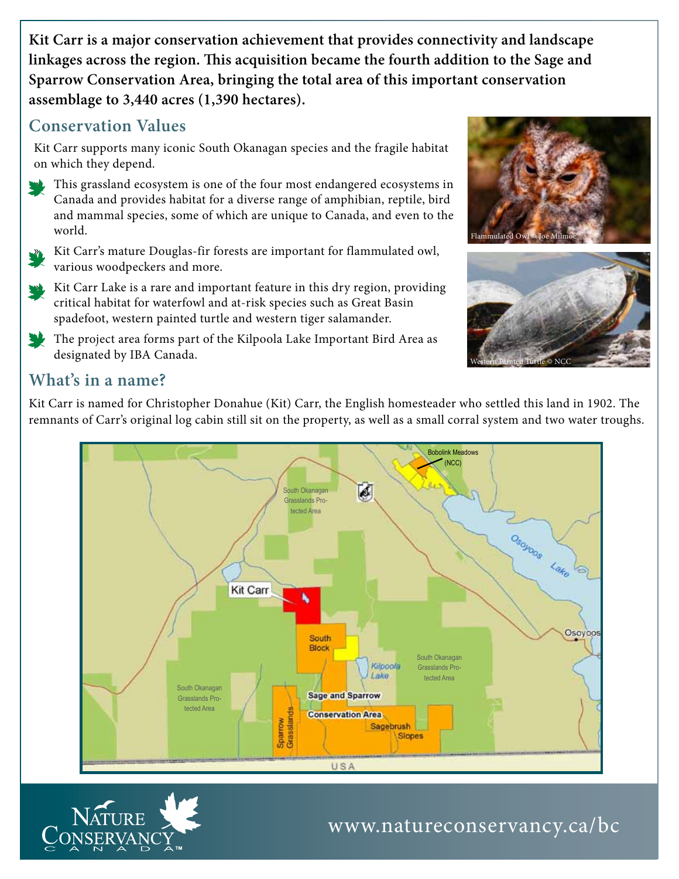**Kit Carr is a major conservation achievement that provides connectivity and landscape linkages across the region. This acquisition became the fourth addition to the Sage and Sparrow Conservation Area, bringing the total area of this important conservation assemblage to 3,440 acres (1,390 hectares).**

## Conservation Values

Kit Carr supports many iconic South Okanagan species and the fragile habitat on which they depend.

- This grassland ecosystem is one of the four most endangered ecosystems in Canada and provides habitat for a diverse range of amphibian, reptile, bird and mammal species, some of which are unique to Canada, and even to the world.
- Kit Carr's mature Douglas-fir forests are important for flammulated owl, various woodpeckers and more.
- Kit Carr Lake is a rare and important feature in this dry region, providing critical habitat for waterfowl and at-risk species such as Great Basin spadefoot, western painted turtle and western tiger salamander.
- The project area forms part of the Kilpoola Lake Important Bird Area as designated by IBA Canada.

Flammulated Owl © Joe Milmoe

Western Painted Turtle © NCC

## What's in a name?

Kit Carr is named for Christopher Donahue (Kit) Carr, the English homesteader who settled this land in 1902. The remnants of Carr's original log cabin still sit on the property, as well as a small corral system and two water troughs.

Bobolink Meadows (NCC)

South Okanagan Grasslands Protected Area

Osoyoos Lake

Kit Carr

Osoyoos

South Block

Kilpoola Lake

South Okanagan Grasslands Protected Area

South Okanagan Grasslands Protected Area

Sage and Sparrow Conservation Area

Sagebrush Slopes

Sparrow Grasslands

USA

www.natureconservancy.ca/bc